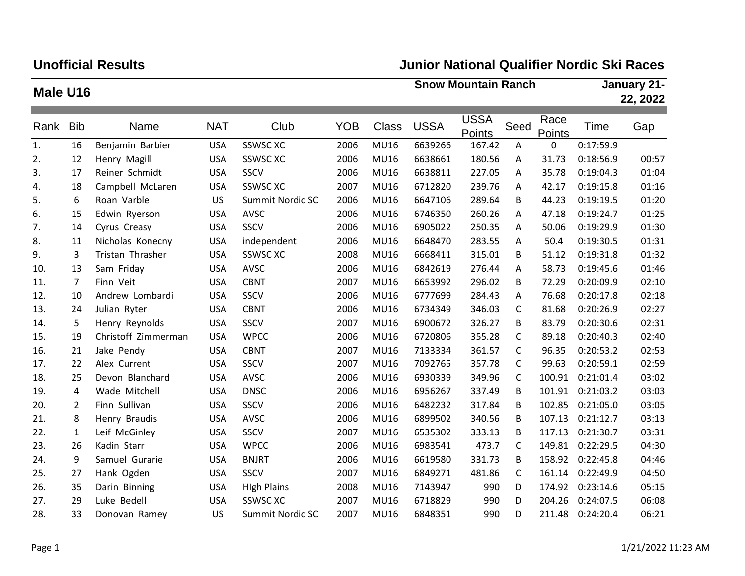**Unofficial Results**

# Junior National Qualifier Nordic Ski Races

## Male U16

**Snow Mountain Ranch** — **January 21-22, 2022**

| Rank | Bib | Name | NAT | Club | YOB | Class | USSA | USSA Points | Seed | Race Points | Time | Gap |
|---|---|---|---|---|---|---|---|---|---|---|---|---|
| 1. | 16 | Benjamin Barbier | USA | SSWSC XC | 2006 | MU16 | 6639266 | 167.42 | A | 0 | 0:17:59.9 | |
| 2. | 12 | Henry Magill | USA | SSWSC XC | 2006 | MU16 | 6638661 | 180.56 | A | 31.73 | 0:18:56.9 | 00:57 |
| 3. | 17 | Reiner Schmidt | USA | SSCV | 2006 | MU16 | 6638811 | 227.05 | A | 35.78 | 0:19:04.3 | 01:04 |
| 4. | 18 | Campbell McLaren | USA | SSWSC XC | 2007 | MU16 | 6712820 | 239.76 | A | 42.17 | 0:19:15.8 | 01:16 |
| 5. | 6 | Roan Varble | US | Summit Nordic SC | 2006 | MU16 | 6647106 | 289.64 | B | 44.23 | 0:19:19.5 | 01:20 |
| 6. | 15 | Edwin Ryerson | USA | AVSC | 2006 | MU16 | 6746350 | 260.26 | A | 47.18 | 0:19:24.7 | 01:25 |
| 7. | 14 | Cyrus Creasy | USA | SSCV | 2006 | MU16 | 6905022 | 250.35 | A | 50.06 | 0:19:29.9 | 01:30 |
| 8. | 11 | Nicholas Konecny | USA | independent | 2006 | MU16 | 6648470 | 283.55 | A | 50.4 | 0:19:30.5 | 01:31 |
| 9. | 3 | Tristan Thrasher | USA | SSWSC XC | 2008 | MU16 | 6668411 | 315.01 | B | 51.12 | 0:19:31.8 | 01:32 |
| 10. | 13 | Sam Friday | USA | AVSC | 2006 | MU16 | 6842619 | 276.44 | A | 58.73 | 0:19:45.6 | 01:46 |
| 11. | 7 | Finn Veit | USA | CBNT | 2007 | MU16 | 6653992 | 296.02 | B | 72.29 | 0:20:09.9 | 02:10 |
| 12. | 10 | Andrew Lombardi | USA | SSCV | 2006 | MU16 | 6777699 | 284.43 | A | 76.68 | 0:20:17.8 | 02:18 |
| 13. | 24 | Julian Ryter | USA | CBNT | 2006 | MU16 | 6734349 | 346.03 | C | 81.68 | 0:20:26.9 | 02:27 |
| 14. | 5 | Henry Reynolds | USA | SSCV | 2007 | MU16 | 6900672 | 326.27 | B | 83.79 | 0:20:30.6 | 02:31 |
| 15. | 19 | Christoff Zimmerman | USA | WPCC | 2006 | MU16 | 6720806 | 355.28 | C | 89.18 | 0:20:40.3 | 02:40 |
| 16. | 21 | Jake Pendy | USA | CBNT | 2007 | MU16 | 7133334 | 361.57 | C | 96.35 | 0:20:53.2 | 02:53 |
| 17. | 22 | Alex Current | USA | SSCV | 2007 | MU16 | 7092765 | 357.78 | C | 99.63 | 0:20:59.1 | 02:59 |
| 18. | 25 | Devon Blanchard | USA | AVSC | 2006 | MU16 | 6930339 | 349.96 | C | 100.91 | 0:21:01.4 | 03:02 |
| 19. | 4 | Wade Mitchell | USA | DNSC | 2006 | MU16 | 6956267 | 337.49 | B | 101.91 | 0:21:03.2 | 03:03 |
| 20. | 2 | Finn Sullivan | USA | SSCV | 2006 | MU16 | 6482232 | 317.84 | B | 102.85 | 0:21:05.0 | 03:05 |
| 21. | 8 | Henry Braudis | USA | AVSC | 2006 | MU16 | 6899502 | 340.56 | B | 107.13 | 0:21:12.7 | 03:13 |
| 22. | 1 | Leif McGinley | USA | SSCV | 2007 | MU16 | 6535302 | 333.13 | B | 117.13 | 0:21:30.7 | 03:31 |
| 23. | 26 | Kadin Starr | USA | WPCC | 2006 | MU16 | 6983541 | 473.7 | C | 149.81 | 0:22:29.5 | 04:30 |
| 24. | 9 | Samuel Gurarie | USA | BNJRT | 2006 | MU16 | 6619580 | 331.73 | B | 158.92 | 0:22:45.8 | 04:46 |
| 25. | 27 | Hank Ogden | USA | SSCV | 2007 | MU16 | 6849271 | 481.86 | C | 161.14 | 0:22:49.9 | 04:50 |
| 26. | 35 | Darin Binning | USA | HIgh Plains | 2008 | MU16 | 7143947 | 990 | D | 174.92 | 0:23:14.6 | 05:15 |
| 27. | 29 | Luke Bedell | USA | SSWSC XC | 2007 | MU16 | 6718829 | 990 | D | 204.26 | 0:24:07.5 | 06:08 |
| 28. | 33 | Donovan Ramey | US | Summit Nordic SC | 2007 | MU16 | 6848351 | 990 | D | 211.48 | 0:24:20.4 | 06:21 |

1/21/2022 11:23 AM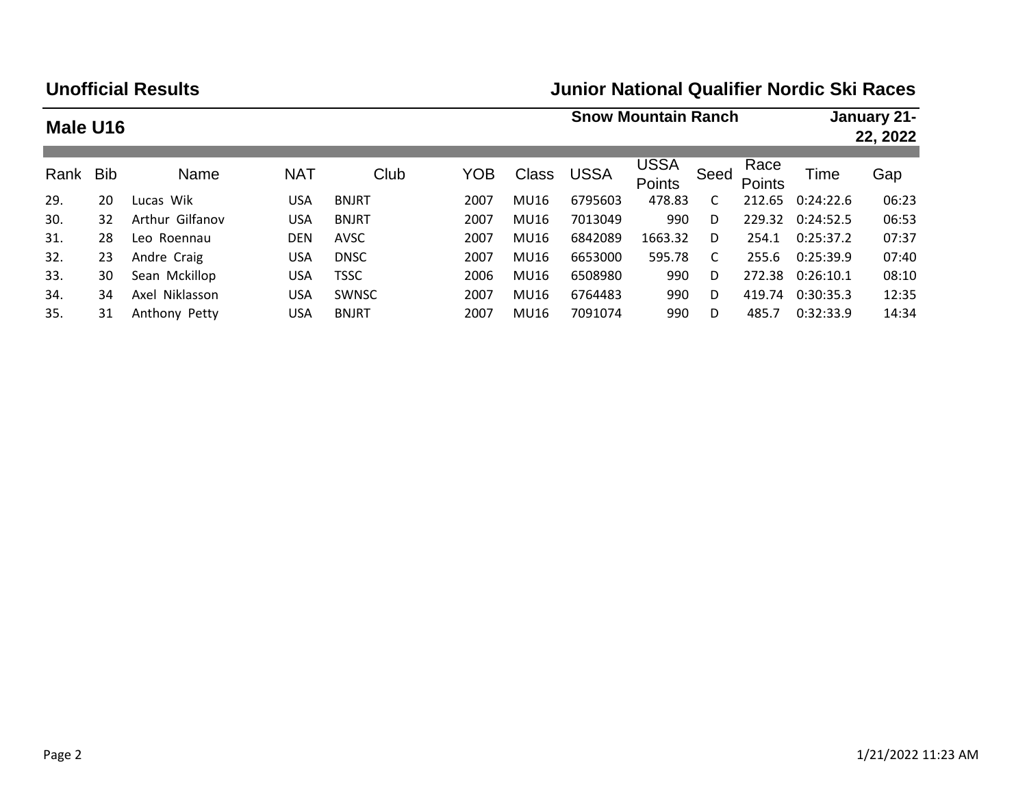## Unofficial Results

## Junior National Qualifier Nordic Ski Races

### Male U16

**Snow Mountain Ranch** **January 21-22, 2022**

| Rank | Bib | Name | NAT | Club | YOB | Class | USSA | USSA Points | Seed | Race Points | Time | Gap |
|---|---|---|---|---|---|---|---|---|---|---|---|---|
| 29. | 20 | Lucas Wik | USA | BNJRT | 2007 | MU16 | 6795603 | 478.83 | C | 212.65 | 0:24:22.6 | 06:23 |
| 30. | 32 | Arthur Gilfanov | USA | BNJRT | 2007 | MU16 | 7013049 | 990 | D | 229.32 | 0:24:52.5 | 06:53 |
| 31. | 28 | Leo Roennau | DEN | AVSC | 2007 | MU16 | 6842089 | 1663.32 | D | 254.1 | 0:25:37.2 | 07:37 |
| 32. | 23 | Andre Craig | USA | DNSC | 2007 | MU16 | 6653000 | 595.78 | C | 255.6 | 0:25:39.9 | 07:40 |
| 33. | 30 | Sean Mckillop | USA | TSSC | 2006 | MU16 | 6508980 | 990 | D | 272.38 | 0:26:10.1 | 08:10 |
| 34. | 34 | Axel Niklasson | USA | SWNSC | 2007 | MU16 | 6764483 | 990 | D | 419.74 | 0:30:35.3 | 12:35 |
| 35. | 31 | Anthony Petty | USA | BNJRT | 2007 | MU16 | 7091074 | 990 | D | 485.7 | 0:32:33.9 | 14:34 |

1/21/2022 11:23 AM